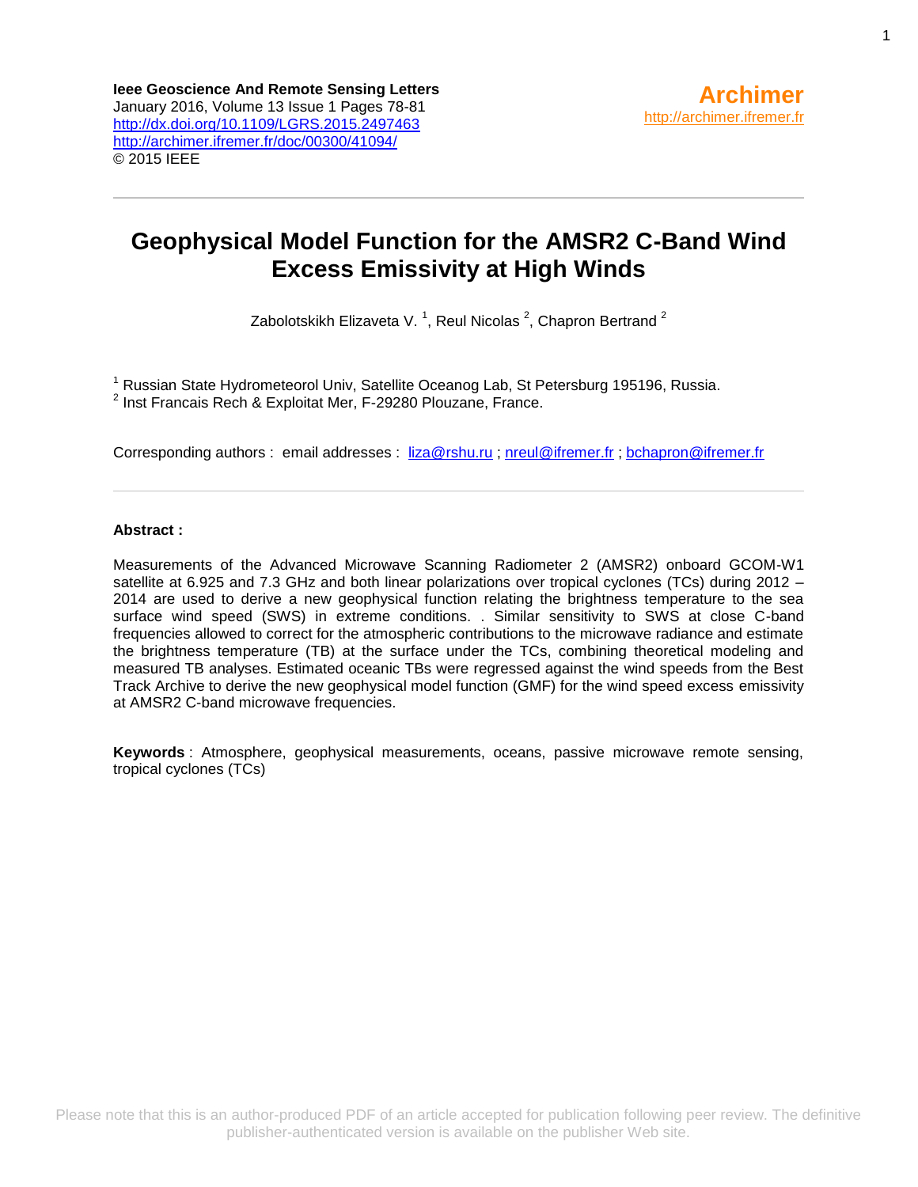**Ieee Geoscience And Remote Sensing Letters**
January 2016, Volume 13 Issue 1 Pages 78-81
http://dx.doi.org/10.1109/LGRS.2015.2497463
http://archimer.ifremer.fr/doc/00300/41094/
© 2015 IEEE

**Archimer**
http://archimer.ifremer.fr

---

# Geophysical Model Function for the AMSR2 C-Band Wind Excess Emissivity at High Winds

Zabolotskikh Elizaveta V. [1], Reul Nicolas [2], Chapron Bertrand [2]

[1] Russian State Hydrometeorol Univ, Satellite Oceanog Lab, St Petersburg 195196, Russia.
[2] Inst Francais Rech & Exploitat Mer, F-29280 Plouzane, France.

Corresponding authors : email addresses : liza@rshu.ru ; nreul@ifremer.fr ; bchapron@ifremer.fr

---

**Abstract :**

Measurements of the Advanced Microwave Scanning Radiometer 2 (AMSR2) onboard GCOM-W1 satellite at 6.925 and 7.3 GHz and both linear polarizations over tropical cyclones (TCs) during 2012 – 2014 are used to derive a new geophysical function relating the brightness temperature to the sea surface wind speed (SWS) in extreme conditions. . Similar sensitivity to SWS at close C-band frequencies allowed to correct for the atmospheric contributions to the microwave radiance and estimate the brightness temperature (TB) at the surface under the TCs, combining theoretical modeling and measured TB analyses. Estimated oceanic TBs were regressed against the wind speeds from the Best Track Archive to derive the new geophysical model function (GMF) for the wind speed excess emissivity at AMSR2 C-band microwave frequencies.

**Keywords** : Atmosphere, geophysical measurements, oceans, passive microwave remote sensing, tropical cyclones (TCs)

Please note that this is an author-produced PDF of an article accepted for publication following peer review. The definitive publisher-authenticated version is available on the publisher Web site.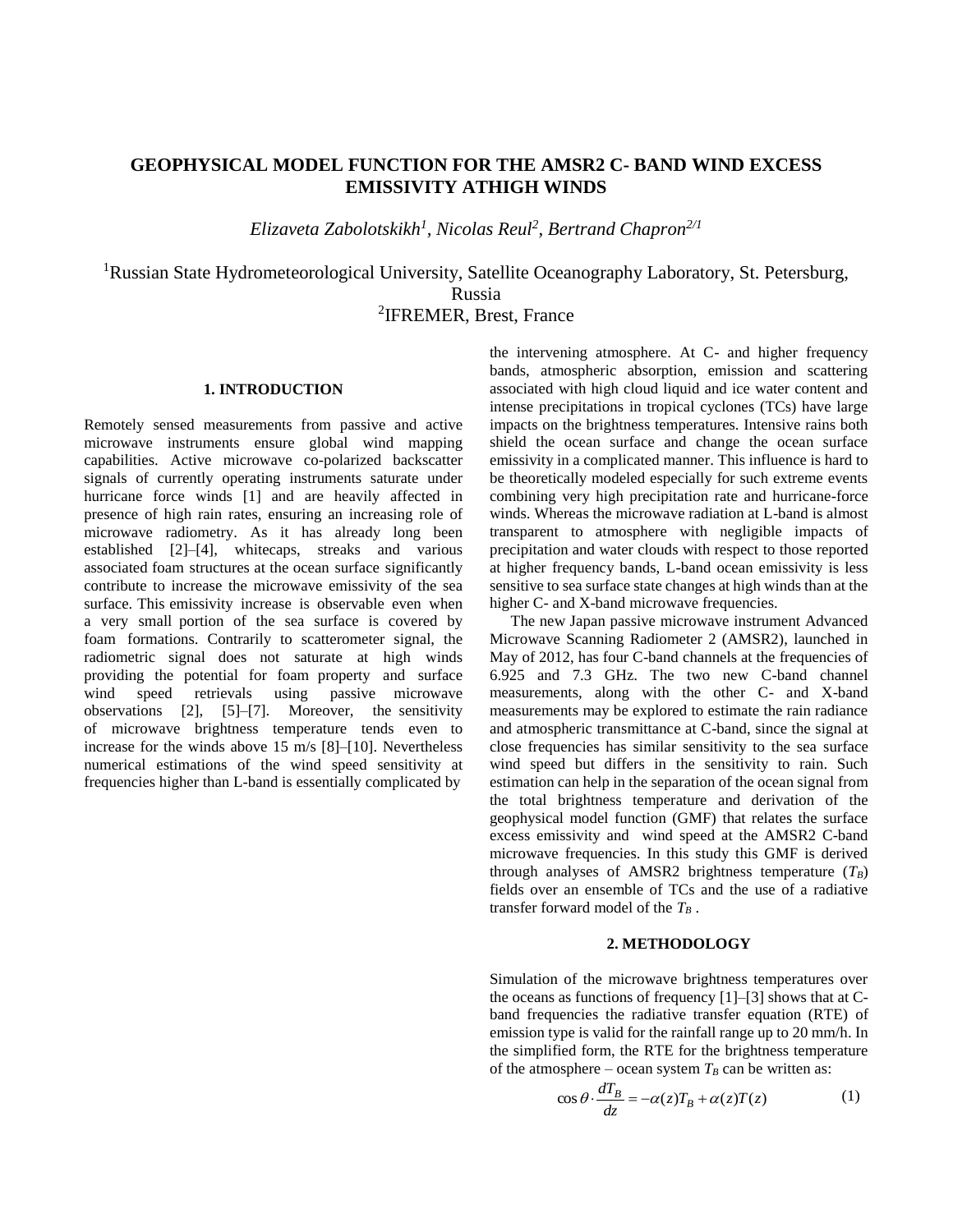# GEOPHYSICAL MODEL FUNCTION FOR THE AMSR2 C- BAND WIND EXCESS EMISSIVITY ATHIGH WINDS

*Elizaveta Zabolotskikh[1], Nicolas Reul[2], Bertrand Chapron[2/1]*

[1]Russian State Hydrometeorological University, Satellite Oceanography Laboratory, St. Petersburg, Russia

[2]IFREMER, Brest, France

## 1. INTRODUCTION

Remotely sensed measurements from passive and active microwave instruments ensure global wind mapping capabilities. Active microwave co-polarized backscatter signals of currently operating instruments saturate under hurricane force winds [1] and are heavily affected in presence of high rain rates, ensuring an increasing role of microwave radiometry. As it has already long been established [2]–[4], whitecaps, streaks and various associated foam structures at the ocean surface significantly contribute to increase the microwave emissivity of the sea surface. This emissivity increase is observable even when a very small portion of the sea surface is covered by foam formations. Contrarily to scatterometer signal, the radiometric signal does not saturate at high winds providing the potential for foam property and surface wind speed retrievals using passive microwave observations [2], [5]–[7]. Moreover, the sensitivity of microwave brightness temperature tends even to increase for the winds above 15 m/s [8]–[10]. Nevertheless numerical estimations of the wind speed sensitivity at frequencies higher than L-band is essentially complicated by the intervening atmosphere. At C- and higher frequency bands, atmospheric absorption, emission and scattering associated with high cloud liquid and ice water content and intense precipitations in tropical cyclones (TCs) have large impacts on the brightness temperatures. Intensive rains both shield the ocean surface and change the ocean surface emissivity in a complicated manner. This influence is hard to be theoretically modeled especially for such extreme events combining very high precipitation rate and hurricane-force winds. Whereas the microwave radiation at L-band is almost transparent to atmosphere with negligible impacts of precipitation and water clouds with respect to those reported at higher frequency bands, L-band ocean emissivity is less sensitive to sea surface state changes at high winds than at the higher C- and X-band microwave frequencies.

The new Japan passive microwave instrument Advanced Microwave Scanning Radiometer 2 (AMSR2), launched in May of 2012, has four C-band channels at the frequencies of 6.925 and 7.3 GHz. The two new C-band channel measurements, along with the other C- and X-band measurements may be explored to estimate the rain radiance and atmospheric transmittance at C-band, since the signal at close frequencies has similar sensitivity to the sea surface wind speed but differs in the sensitivity to rain. Such estimation can help in the separation of the ocean signal from the total brightness temperature and derivation of the geophysical model function (GMF) that relates the surface excess emissivity and wind speed at the AMSR2 C-band microwave frequencies. In this study this GMF is derived through analyses of AMSR2 brightness temperature ($T_B$) fields over an ensemble of TCs and the use of a radiative transfer forward model of the $T_B$ .

## 2. METHODOLOGY

Simulation of the microwave brightness temperatures over the oceans as functions of frequency [1]–[3] shows that at C-band frequencies the radiative transfer equation (RTE) of emission type is valid for the rainfall range up to 20 mm/h. In the simplified form, the RTE for the brightness temperature of the atmosphere – ocean system $T_B$ can be written as:

$$\cos\theta \cdot \frac{dT_B}{dz} = -\alpha(z)T_B + \alpha(z)T(z) \qquad (1)$$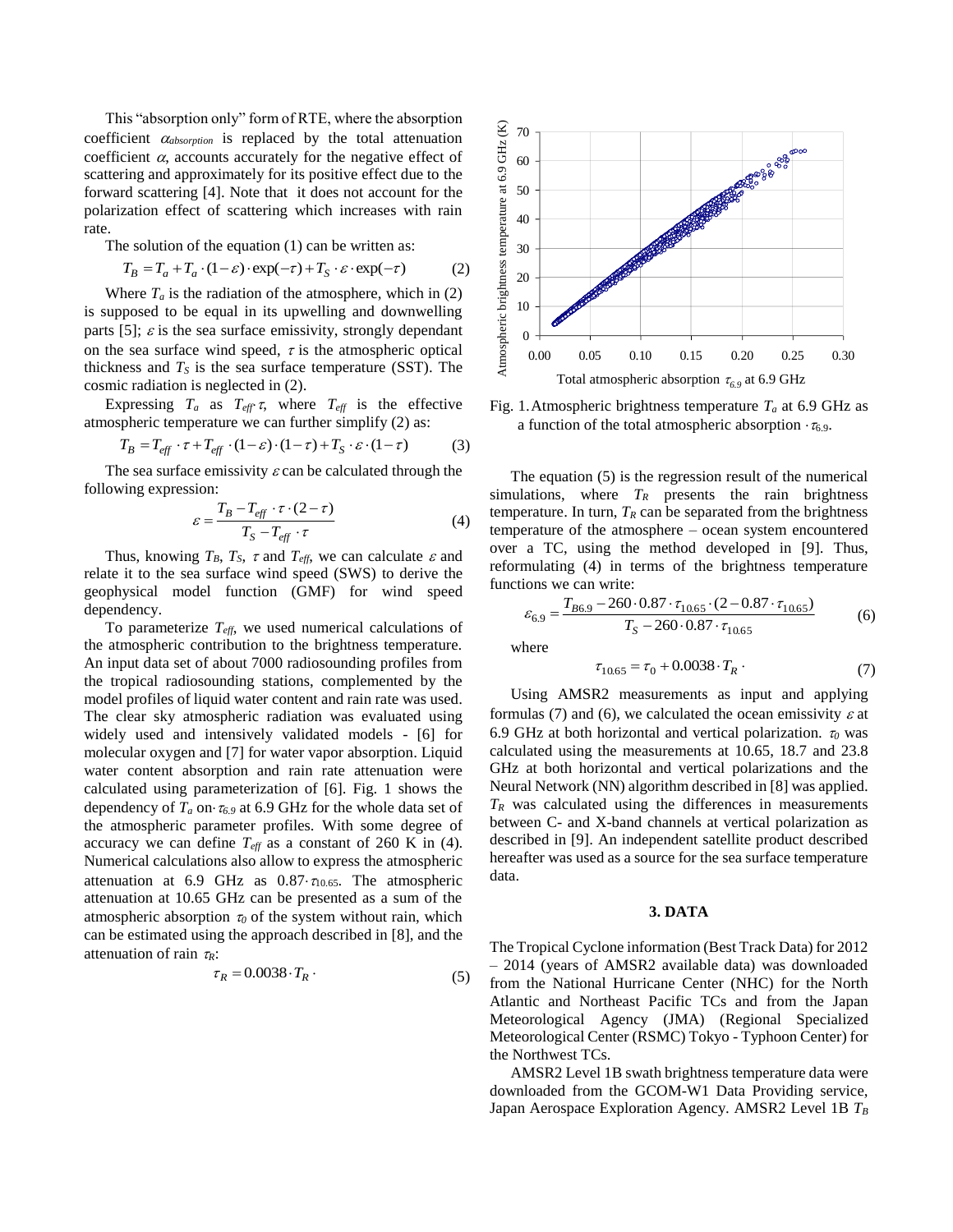This "absorption only" form of RTE, where the absorption coefficient $\alpha_{absorption}$ is replaced by the total attenuation coefficient $\alpha$, accounts accurately for the negative effect of scattering and approximately for its positive effect due to the forward scattering [4]. Note that it does not account for the polarization effect of scattering which increases with rain rate.

The solution of the equation (1) can be written as:

$$T_B = T_a + T_a \cdot (1-\varepsilon) \cdot \exp(-\tau) + T_S \cdot \varepsilon \cdot \exp(-\tau) \qquad (2)$$

Where $T_a$ is the radiation of the atmosphere, which in (2) is supposed to be equal in its upwelling and downwelling parts [5]; $\varepsilon$ is the sea surface emissivity, strongly dependant on the sea surface wind speed, $\tau$ is the atmospheric optical thickness and $T_S$ is the sea surface temperature (SST). The cosmic radiation is neglected in (2).

Expressing $T_a$ as $T_{eff} \cdot \tau$, where $T_{eff}$ is the effective atmospheric temperature we can further simplify (2) as:

$$T_B = T_{eff} \cdot \tau + T_{eff} \cdot (1-\varepsilon) \cdot (1-\tau) + T_S \cdot \varepsilon \cdot (1-\tau) \qquad (3)$$

The sea surface emissivity $\varepsilon$ can be calculated through the following expression:

$$\varepsilon = \frac{T_B - T_{eff} \cdot \tau \cdot (2-\tau)}{T_S - T_{eff} \cdot \tau} \qquad (4)$$

Thus, knowing $T_B$, $T_S$, $\tau$ and $T_{eff}$, we can calculate $\varepsilon$ and relate it to the sea surface wind speed (SWS) to derive the geophysical model function (GMF) for wind speed dependency.

To parameterize $T_{eff}$, we used numerical calculations of the atmospheric contribution to the brightness temperature. An input data set of about 7000 radiosounding profiles from the tropical radiosounding stations, complemented by the model profiles of liquid water content and rain rate was used. The clear sky atmospheric radiation was evaluated using widely used and intensively validated models - [6] for molecular oxygen and [7] for water vapor absorption. Liquid water content absorption and rain rate attenuation were calculated using parameterization of [6]. Fig. 1 shows the dependency of $T_a$ on $\tau_{6.9}$ at 6.9 GHz for the whole data set of the atmospheric parameter profiles. With some degree of accuracy we can define $T_{eff}$ as a constant of 260 K in (4). Numerical calculations also allow to express the atmospheric attenuation at 6.9 GHz as $0.87 \cdot \tau_{10.65}$. The atmospheric attenuation at 10.65 GHz can be presented as a sum of the atmospheric absorption $\tau_0$ of the system without rain, which can be estimated using the approach described in [8], and the attenuation of rain $\tau_R$:

$$\tau_R = 0.0038 \cdot T_R \cdot \qquad (5)$$

Fig. 1. Atmospheric brightness temperature $T_a$ at 6.9 GHz as a function of the total atmospheric absorption $\cdot \tau_{6.9}$.

The equation (5) is the regression result of the numerical simulations, where $T_R$ presents the rain brightness temperature. In turn, $T_R$ can be separated from the brightness temperature of the atmosphere – ocean system encountered over a TC, using the method developed in [9]. Thus, reformulating (4) in terms of the brightness temperature functions we can write:

$$\varepsilon_{6.9} = \frac{T_{B6.9} - 260 \cdot 0.87 \cdot \tau_{10.65} \cdot (2 - 0.87 \cdot \tau_{10.65})}{T_S - 260 \cdot 0.87 \cdot \tau_{10.65}} \qquad (6)$$

where

$$\tau_{10.65} = \tau_0 + 0.0038 \cdot T_R \cdot \qquad (7)$$

Using AMSR2 measurements as input and applying formulas (7) and (6), we calculated the ocean emissivity $\varepsilon$ at 6.9 GHz at both horizontal and vertical polarization. $\tau_0$ was calculated using the measurements at 10.65, 18.7 and 23.8 GHz at both horizontal and vertical polarizations and the Neural Network (NN) algorithm described in [8] was applied. $T_R$ was calculated using the differences in measurements between C- and X-band channels at vertical polarization as described in [9]. An independent satellite product described hereafter was used as a source for the sea surface temperature data.

## 3. DATA

The Tropical Cyclone information (Best Track Data) for 2012 – 2014 (years of AMSR2 available data) was downloaded from the National Hurricane Center (NHC) for the North Atlantic and Northeast Pacific TCs and from the Japan Meteorological Agency (JMA) (Regional Specialized Meteorological Center (RSMC) Tokyo - Typhoon Center) for the Northwest TCs.

AMSR2 Level 1B swath brightness temperature data were downloaded from the GCOM-W1 Data Providing service, Japan Aerospace Exploration Agency. AMSR2 Level 1B $T_B$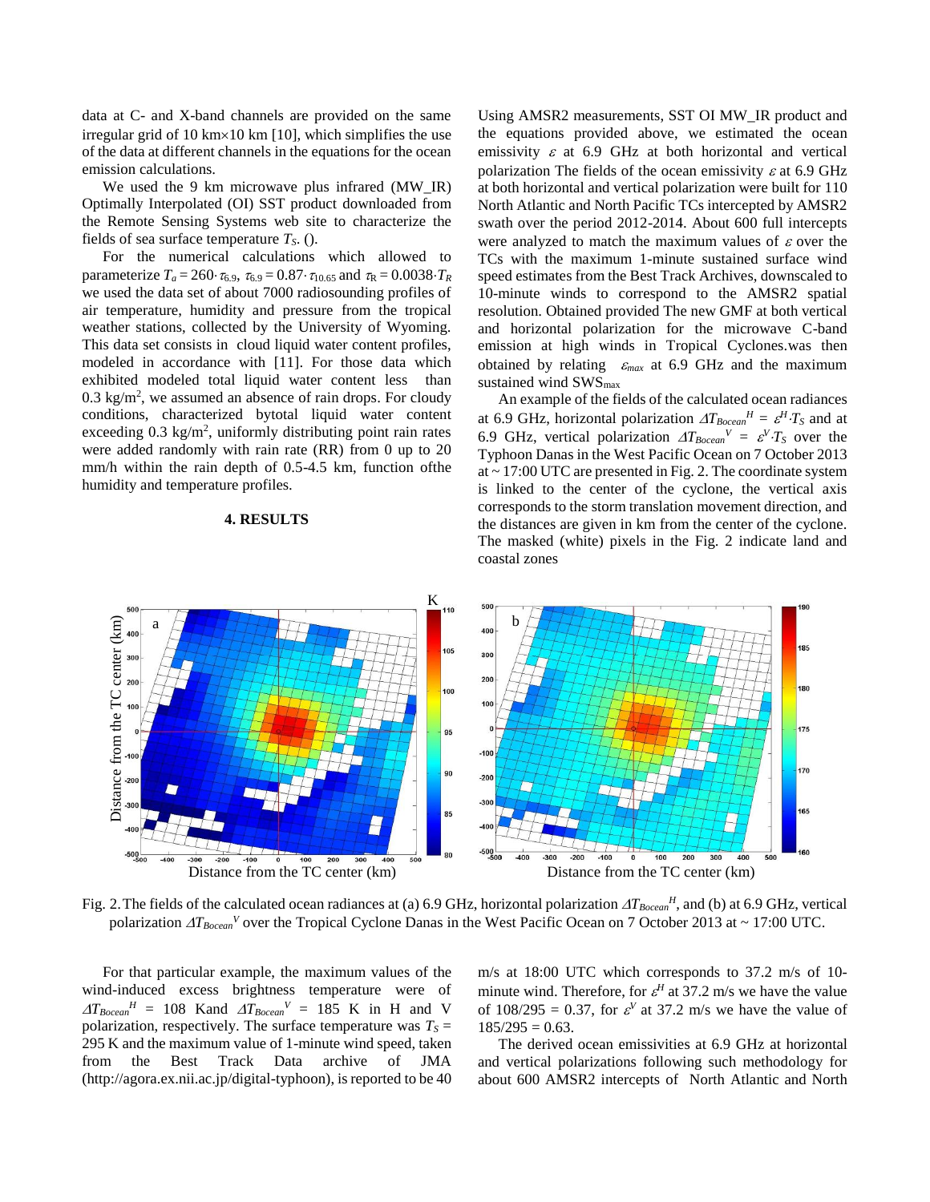data at C- and X-band channels are provided on the same irregular grid of 10 km×10 km [10], which simplifies the use of the data at different channels in the equations for the ocean emission calculations.

We used the 9 km microwave plus infrared (MW_IR) Optimally Interpolated (OI) SST product downloaded from the Remote Sensing Systems web site to characterize the fields of sea surface temperature $T_S$. ().

For the numerical calculations which allowed to parameterize $T_a = 260 \cdot \tau_{6.9}$, $\tau_{6.9} = 0.87 \cdot \tau_{10.65}$ and $\tau_R = 0.0038 \cdot T_R$ we used the data set of about 7000 radiosounding profiles of air temperature, humidity and pressure from the tropical weather stations, collected by the University of Wyoming. This data set consists in cloud liquid water content profiles, modeled in accordance with [11]. For those data which exhibited modeled total liquid water content less than 0.3 kg/m$^2$, we assumed an absence of rain drops. For cloudy conditions, characterized bytotal liquid water content exceeding 0.3 kg/m$^2$, uniformly distributing point rain rates were added randomly with rain rate (RR) from 0 up to 20 mm/h within the rain depth of 0.5-4.5 km, function ofthe humidity and temperature profiles.

## 4. RESULTS

Using AMSR2 measurements, SST OI MW_IR product and the equations provided above, we estimated the ocean emissivity $\varepsilon$ at 6.9 GHz at both horizontal and vertical polarization The fields of the ocean emissivity $\varepsilon$ at 6.9 GHz at both horizontal and vertical polarization were built for 110 North Atlantic and North Pacific TCs intercepted by AMSR2 swath over the period 2012-2014. About 600 full intercepts were analyzed to match the maximum values of $\varepsilon$ over the TCs with the maximum 1-minute sustained surface wind speed estimates from the Best Track Archives, downscaled to 10-minute winds to correspond to the AMSR2 spatial resolution. Obtained provided The new GMF at both vertical and horizontal polarization for the microwave C-band emission at high winds in Tropical Cyclones.was then obtained by relating $\varepsilon_{max}$ at 6.9 GHz and the maximum sustained wind $SWS_{max}$

An example of the fields of the calculated ocean radiances at 6.9 GHz, horizontal polarization $\Delta T_{Bocean}{}^H = \varepsilon^H \cdot T_S$ and at 6.9 GHz, vertical polarization $\Delta T_{Bocean}{}^V = \varepsilon^V \cdot T_S$ over the Typhoon Danas in the West Pacific Ocean on 7 October 2013 at ~ 17:00 UTC are presented in Fig. 2. The coordinate system is linked to the center of the cyclone, the vertical axis corresponds to the storm translation movement direction, and the distances are given in km from the center of the cyclone. The masked (white) pixels in the Fig. 2 indicate land and coastal zones

Fig. 2. The fields of the calculated ocean radiances at (a) 6.9 GHz, horizontal polarization $\Delta T_{Bocean}{}^H$, and (b) at 6.9 GHz, vertical polarization $\Delta T_{Bocean}{}^V$ over the Tropical Cyclone Danas in the West Pacific Ocean on 7 October 2013 at ~ 17:00 UTC.

For that particular example, the maximum values of the wind-induced excess brightness temperature were of $\Delta T_{Bocean}{}^H$ = 108 Kand $\Delta T_{Bocean}{}^V$ = 185 K in H and V polarization, respectively. The surface temperature was $T_S$ = 295 K and the maximum value of 1-minute wind speed, taken from the Best Track Data archive of JMA (http://agora.ex.nii.ac.jp/digital-typhoon), is reported to be 40 m/s at 18:00 UTC which corresponds to 37.2 m/s of 10-minute wind. Therefore, for $\varepsilon^H$ at 37.2 m/s we have the value of 108/295 = 0.37, for $\varepsilon^V$ at 37.2 m/s we have the value of 185/295 = 0.63.

The derived ocean emissivities at 6.9 GHz at horizontal and vertical polarizations following such methodology for about 600 AMSR2 intercepts of North Atlantic and North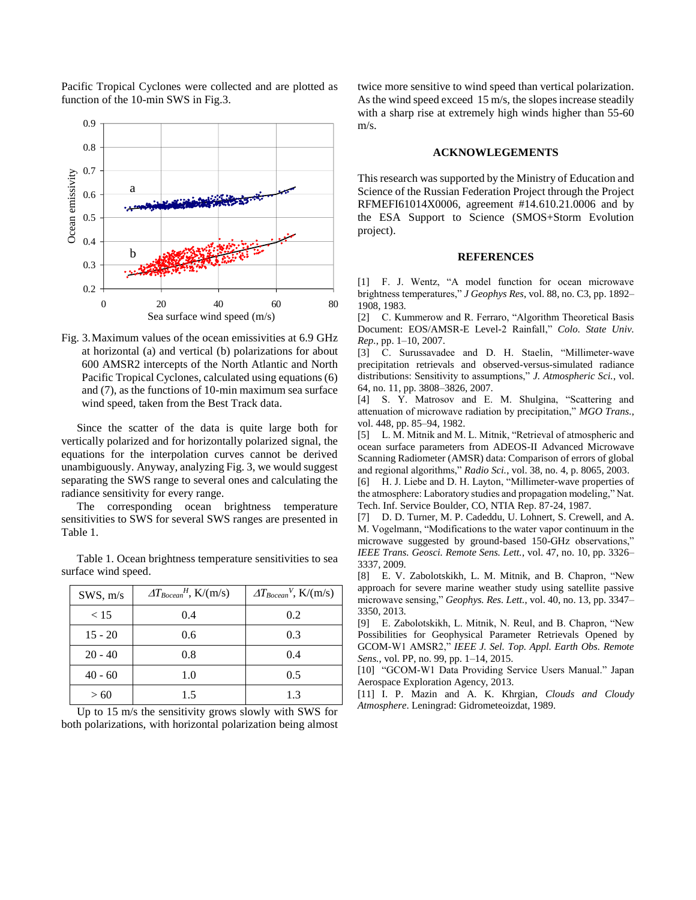Pacific Tropical Cyclones were collected and are plotted as function of the 10-min SWS in Fig.3.

0.9
0.8
0.7
0.6
0.5
0.4
0.3
0.2
Ocean emissivity
a
b
0
20
40
60
80
Sea surface wind speed (m/s)

Fig. 3. Maximum values of the ocean emissivities at 6.9 GHz at horizontal (a) and vertical (b) polarizations for about 600 AMSR2 intercepts of the North Atlantic and North Pacific Tropical Cyclones, calculated using equations (6) and (7), as the functions of 10-min maximum sea surface wind speed, taken from the Best Track data.

Since the scatter of the data is quite large both for vertically polarized and for horizontally polarized signal, the equations for the interpolation curves cannot be derived unambiguously. Anyway, analyzing Fig. 3, we would suggest separating the SWS range to several ones and calculating the radiance sensitivity for every range.

The corresponding ocean brightness temperature sensitivities to SWS for several SWS ranges are presented in Table 1.

Table 1. Ocean brightness temperature sensitivities to sea surface wind speed.

| SWS, m/s | $\Delta T_{Bocean}{}^{H}$, K/(m/s) | $\Delta T_{Bocean}{}^{V}$, K/(m/s) |
|---|---|---|
| < 15 | 0.4 | 0.2 |
| 15 - 20 | 0.6 | 0.3 |
| 20 - 40 | 0.8 | 0.4 |
| 40 - 60 | 1.0 | 0.5 |
| > 60 | 1.5 | 1.3 |

Up to 15 m/s the sensitivity grows slowly with SWS for both polarizations, with horizontal polarization being almost twice more sensitive to wind speed than vertical polarization. As the wind speed exceed 15 m/s, the slopes increase steadily with a sharp rise at extremely high winds higher than 55-60 m/s.

## ACKNOWLEGEMENTS

This research was supported by the Ministry of Education and Science of the Russian Federation Project through the Project RFMEFI61014X0006, agreement #14.610.21.0006 and by the ESA Support to Science (SMOS+Storm Evolution project).

## REFERENCES

[1] F. J. Wentz, “A model function for ocean microwave brightness temperatures,” *J Geophys Res*, vol. 88, no. C3, pp. 1892–1908, 1983.

[2] C. Kummerow and R. Ferraro, “Algorithm Theoretical Basis Document: EOS/AMSR-E Level-2 Rainfall,” *Colo. State Univ. Rep.*, pp. 1–10, 2007.

[3] C. Surussavadee and D. H. Staelin, “Millimeter-wave precipitation retrievals and observed-versus-simulated radiance distributions: Sensitivity to assumptions,” *J. Atmospheric Sci.*, vol. 64, no. 11, pp. 3808–3826, 2007.

[4] S. Y. Matrosov and E. M. Shulgina, “Scattering and attenuation of microwave radiation by precipitation,” *MGO Trans.*, vol. 448, pp. 85–94, 1982.

[5] L. M. Mitnik and M. L. Mitnik, “Retrieval of atmospheric and ocean surface parameters from ADEOS-II Advanced Microwave Scanning Radiometer (AMSR) data: Comparison of errors of global and regional algorithms,” *Radio Sci.*, vol. 38, no. 4, p. 8065, 2003.

[6] H. J. Liebe and D. H. Layton, “Millimeter-wave properties of the atmosphere: Laboratory studies and propagation modeling,” Nat. Tech. Inf. Service Boulder, CO, NTIA Rep. 87-24, 1987.

[7] D. D. Turner, M. P. Cadeddu, U. Lohnert, S. Crewell, and A. M. Vogelmann, “Modifications to the water vapor continuum in the microwave suggested by ground-based 150-GHz observations,” *IEEE Trans. Geosci. Remote Sens. Lett.*, vol. 47, no. 10, pp. 3326–3337, 2009.

[8] E. V. Zabolotskikh, L. M. Mitnik, and B. Chapron, “New approach for severe marine weather study using satellite passive microwave sensing,” *Geophys. Res. Lett.*, vol. 40, no. 13, pp. 3347–3350, 2013.

[9] E. Zabolotskikh, L. Mitnik, N. Reul, and B. Chapron, “New Possibilities for Geophysical Parameter Retrievals Opened by GCOM-W1 AMSR2,” *IEEE J. Sel. Top. Appl. Earth Obs. Remote Sens.*, vol. PP, no. 99, pp. 1–14, 2015.

[10] “GCOM-W1 Data Providing Service Users Manual.” Japan Aerospace Exploration Agency, 2013.

[11] I. P. Mazin and A. K. Khrgian, *Clouds and Cloudy Atmosphere*. Leningrad: Gidrometeoizdat, 1989.